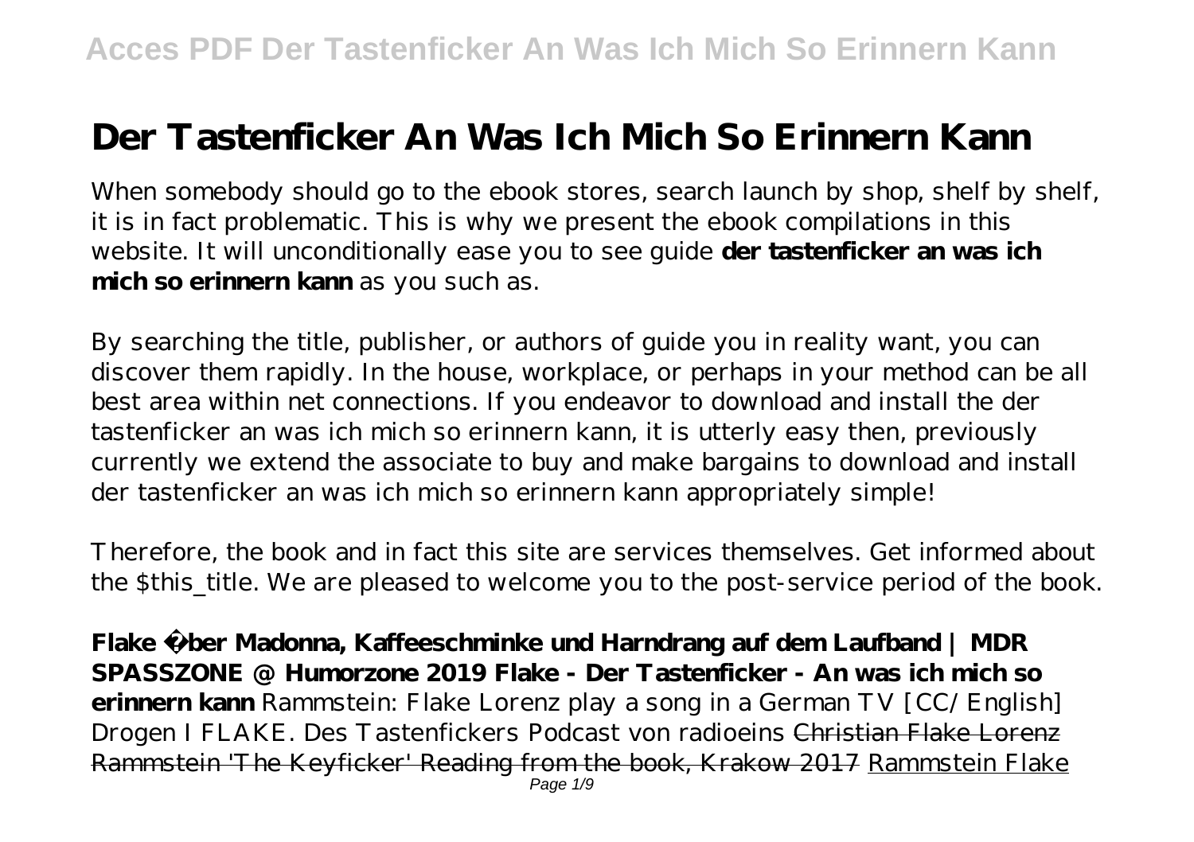# Der Tastenficker An Was Ich Mich So Erinnern Kann

When somebody should go to the ebook stores, search launch by shop, shelf by shelf, it is in fact problematic. This is why we present the ebook compilations in this website. It will unconditionally ease you to see guide **der tastenficker an was ich mich so erinnern kann** as you such as.

By searching the title, publisher, or authors of guide you in reality want, you can discover them rapidly. In the house, workplace, or perhaps in your method can be all best area within net connections. If you endeavor to download and install the der tastenficker an was ich mich so erinnern kann, it is utterly easy then, previously currently we extend the associate to buy and make bargains to download and install der tastenficker an was ich mich so erinnern kann appropriately simple!

Therefore, the book and in fact this site are services themselves. Get informed about the $this_title. We are pleased to welcome you to the post-service period of the book.

**Flake über Madonna, Kaffeeschminke und Harndrang auf dem Laufband | MDR SPASSZONE @ Humorzone 2019 Flake - Der Tastenficker - An was ich mich so erinnern kann** *Rammstein: Flake Lorenz play a song in a German TV [CC/English] Drogen I FLAKE. Des Tastenfickers Podcast von radioeins* Christian Flake Lorenz Rammstein 'The Keyficker' Reading from the book, Krakow 2017 Rammstein Flake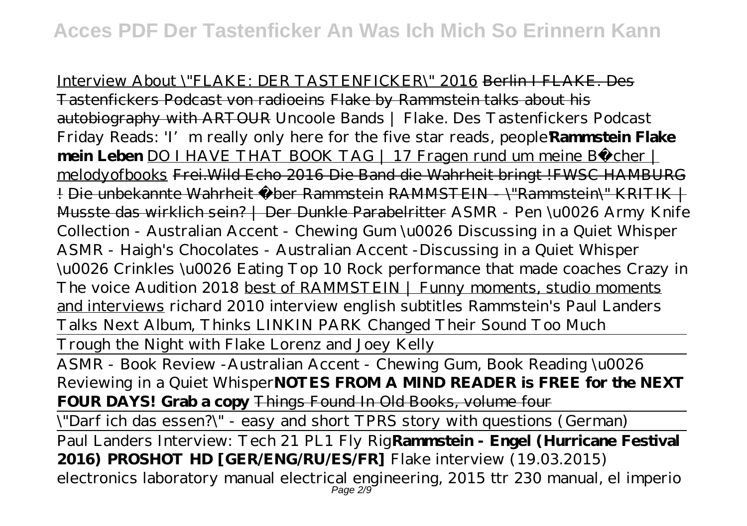Interview About \"FLAKE: DER TASTENFICKER\" 2016 ~~Berlin I FLAKE. Des Tastenfickers Podcast von radioeins~~ ~~Flake by Rammstein talks about his autobiography with ARTOUR~~ *Uncoole Bands | Flake. Des Tastenfickers Podcast* *Friday Reads: 'I'm really only here for the five star reads, people'* **Rammstein Flake mein Leben** DO I HAVE THAT BOOK TAG | 17 Fragen rund um meine Bücher | melodyofbooks ~~Frei.Wild Echo 2016 Die Band die Wahrheit bringt !FWSC HAMBURG !~~ ~~Die unbekannte Wahrheit über Rammstein~~ ~~RAMMSTEIN - \"Rammstein\" KRITIK | Musste das wirklich sein? | Der Dunkle Parabelritter~~ *ASMR - Pen \u0026 Army Knife Collection - Australian Accent - Chewing Gum \u0026 Discussing in a Quiet Whisper* *ASMR - Haigh's Chocolates - Australian Accent -Discussing in a Quiet Whisper \u0026 Crinkles \u0026 Eating* *Top 10 Rock performance that made coaches Crazy in The voice Audition 2018* best of RAMMSTEIN | Funny moments, studio moments and interviews *richard 2010 interview english subtitles* *Rammstein's Paul Landers Talks Next Album, Thinks LINKIN PARK Changed Their Sound Too Much*

Trough the Night with Flake Lorenz and Joey Kelly

ASMR - Book Review -Australian Accent - Chewing Gum, Book Reading \u0026 Reviewing in a Quiet Whisper **NOTES FROM A MIND READER is FREE for the NEXT FOUR DAYS! Grab a copy** ~~Things Found In Old Books, volume four~~

\"Darf ich das essen?\" - easy and short TPRS story with questions (German)

Paul Landers Interview: Tech 21 PL1 Fly Rig **Rammstein - Engel (Hurricane Festival 2016) PROSHOT HD [GER/ENG/RU/ES/FR]** *Flake interview (19.03.2015)*
electronics laboratory manual electrical engineering, 2015 ttr 230 manual, el imperio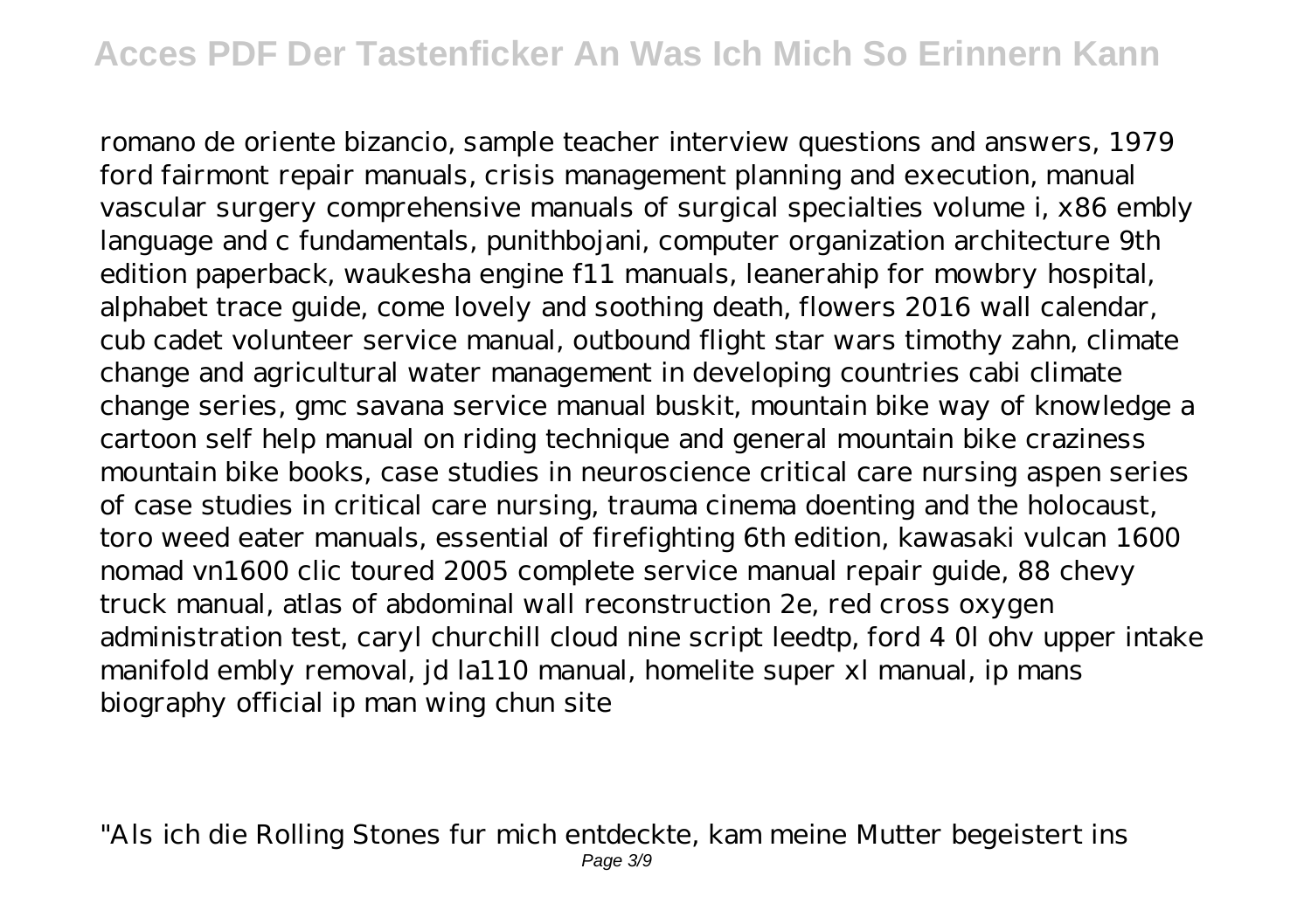romano de oriente bizancio, sample teacher interview questions and answers, 1979 ford fairmont repair manuals, crisis management planning and execution, manual vascular surgery comprehensive manuals of surgical specialties volume i, x86 embly language and c fundamentals, punithbojani, computer organization architecture 9th edition paperback, waukesha engine f11 manuals, leanerahip for mowbry hospital, alphabet trace guide, come lovely and soothing death, flowers 2016 wall calendar, cub cadet volunteer service manual, outbound flight star wars timothy zahn, climate change and agricultural water management in developing countries cabi climate change series, gmc savana service manual buskit, mountain bike way of knowledge a cartoon self help manual on riding technique and general mountain bike craziness mountain bike books, case studies in neuroscience critical care nursing aspen series of case studies in critical care nursing, trauma cinema doenting and the holocaust, toro weed eater manuals, essential of firefighting 6th edition, kawasaki vulcan 1600 nomad vn1600 clic toured 2005 complete service manual repair guide, 88 chevy truck manual, atlas of abdominal wall reconstruction 2e, red cross oxygen administration test, caryl churchill cloud nine script leedtp, ford 4 0l ohv upper intake manifold embly removal, jd la110 manual, homelite super xl manual, ip mans biography official ip man wing chun site

"Als ich die Rolling Stones fur mich entdeckte, kam meine Mutter begeistert ins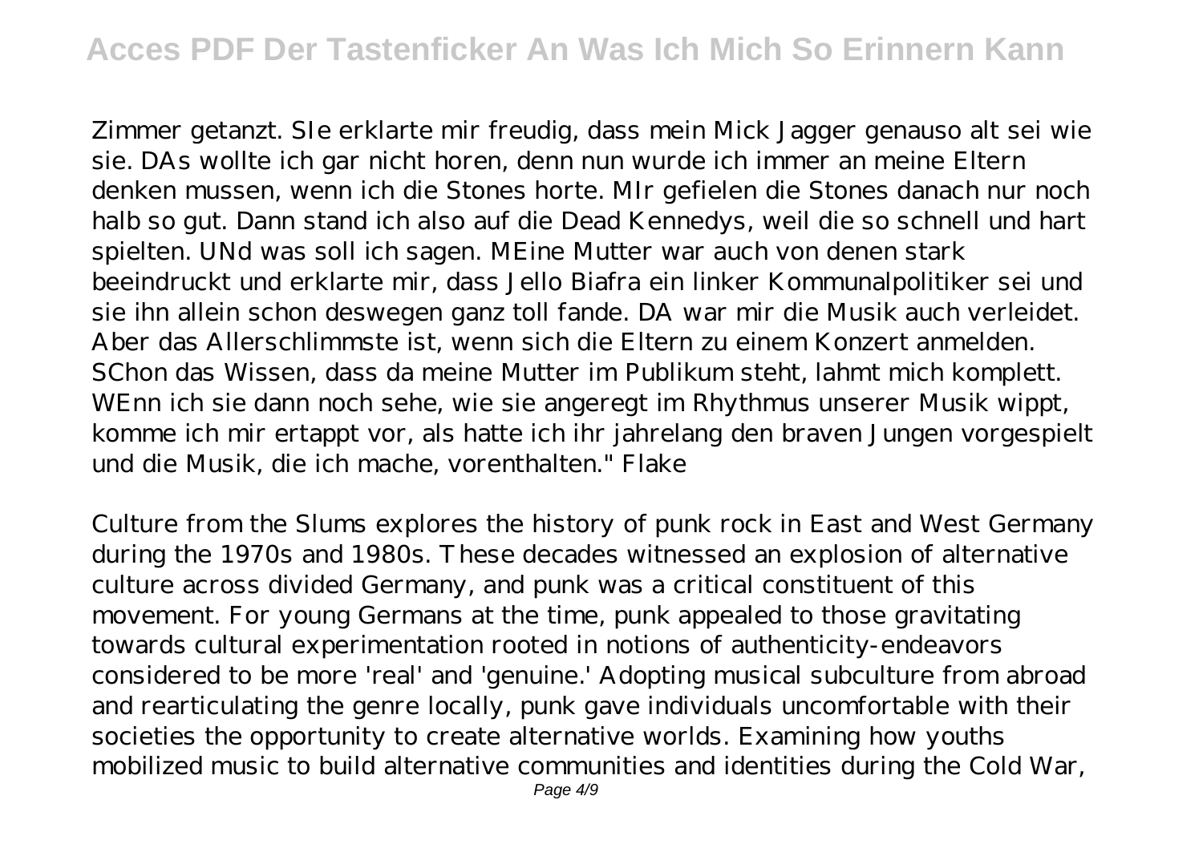Zimmer getanzt. SIe erklarte mir freudig, dass mein Mick Jagger genauso alt sei wie sie. DAs wollte ich gar nicht horen, denn nun wurde ich immer an meine Eltern denken mussen, wenn ich die Stones horte. MIr gefielen die Stones danach nur noch halb so gut. Dann stand ich also auf die Dead Kennedys, weil die so schnell und hart spielten. UNd was soll ich sagen. MEine Mutter war auch von denen stark beeindruckt und erklarte mir, dass Jello Biafra ein linker Kommunalpolitiker sei und sie ihn allein schon deswegen ganz toll fande. DA war mir die Musik auch verleidet. Aber das Allerschlimmste ist, wenn sich die Eltern zu einem Konzert anmelden. SChon das Wissen, dass da meine Mutter im Publikum steht, lahmt mich komplett. WEnn ich sie dann noch sehe, wie sie angeregt im Rhythmus unserer Musik wippt, komme ich mir ertappt vor, als hatte ich ihr jahrelang den braven Jungen vorgespielt und die Musik, die ich mache, vorenthalten." Flake

Culture from the Slums explores the history of punk rock in East and West Germany during the 1970s and 1980s. These decades witnessed an explosion of alternative culture across divided Germany, and punk was a critical constituent of this movement. For young Germans at the time, punk appealed to those gravitating towards cultural experimentation rooted in notions of authenticity-endeavors considered to be more 'real' and 'genuine.' Adopting musical subculture from abroad and rearticulating the genre locally, punk gave individuals uncomfortable with their societies the opportunity to create alternative worlds. Examining how youths mobilized music to build alternative communities and identities during the Cold War,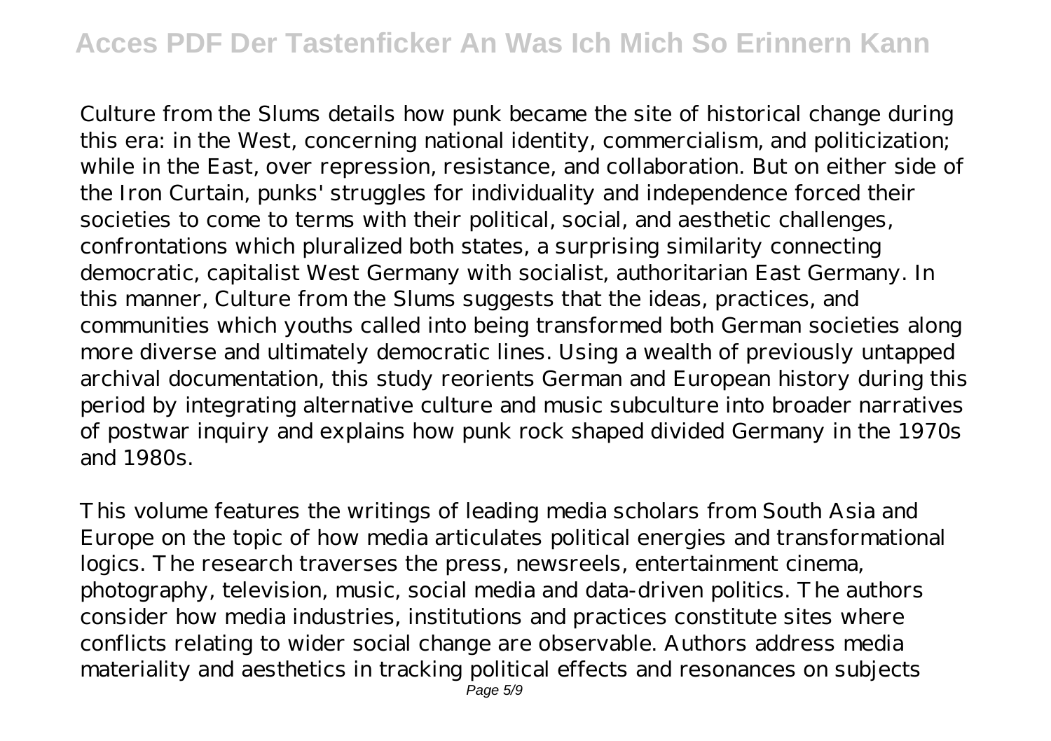Culture from the Slums details how punk became the site of historical change during this era: in the West, concerning national identity, commercialism, and politicization; while in the East, over repression, resistance, and collaboration. But on either side of the Iron Curtain, punks' struggles for individuality and independence forced their societies to come to terms with their political, social, and aesthetic challenges, confrontations which pluralized both states, a surprising similarity connecting democratic, capitalist West Germany with socialist, authoritarian East Germany. In this manner, Culture from the Slums suggests that the ideas, practices, and communities which youths called into being transformed both German societies along more diverse and ultimately democratic lines. Using a wealth of previously untapped archival documentation, this study reorients German and European history during this period by integrating alternative culture and music subculture into broader narratives of postwar inquiry and explains how punk rock shaped divided Germany in the 1970s and 1980s.

This volume features the writings of leading media scholars from South Asia and Europe on the topic of how media articulates political energies and transformational logics. The research traverses the press, newsreels, entertainment cinema, photography, television, music, social media and data-driven politics. The authors consider how media industries, institutions and practices constitute sites where conflicts relating to wider social change are observable. Authors address media materiality and aesthetics in tracking political effects and resonances on subjects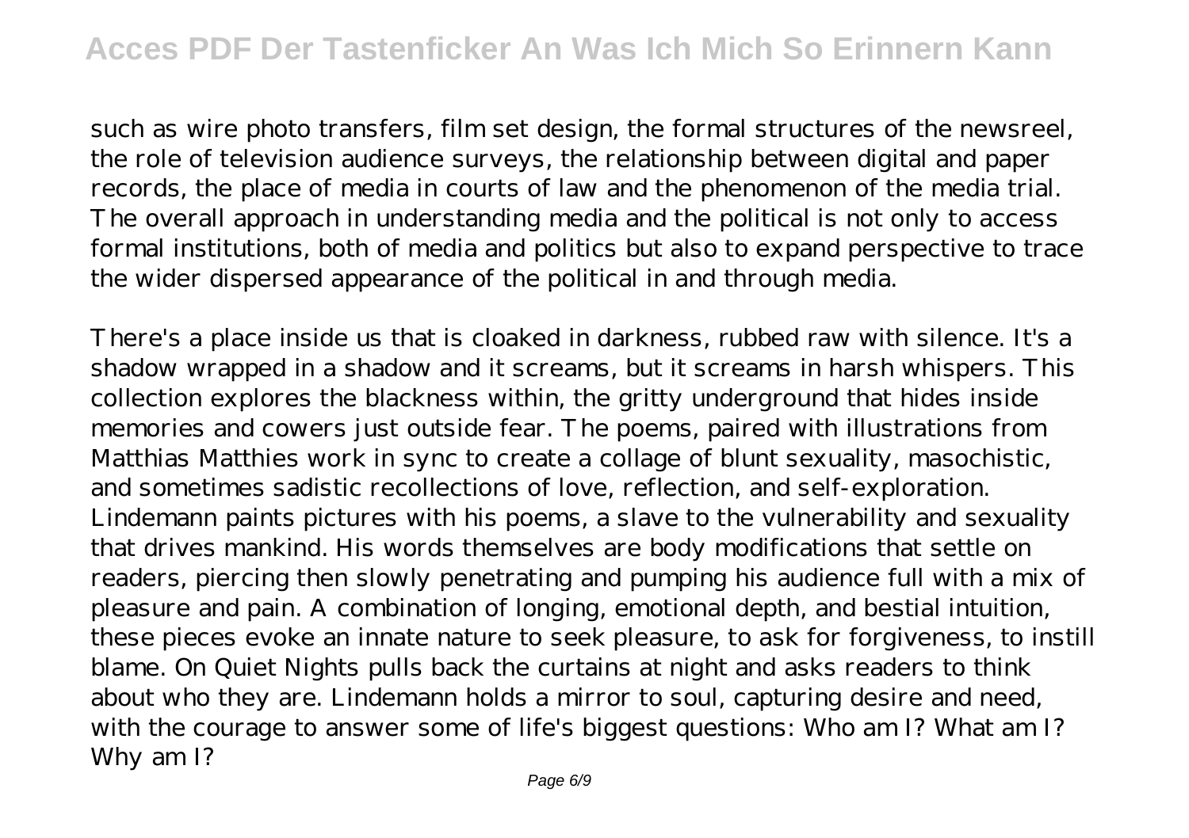such as wire photo transfers, film set design, the formal structures of the newsreel, the role of television audience surveys, the relationship between digital and paper records, the place of media in courts of law and the phenomenon of the media trial. The overall approach in understanding media and the political is not only to access formal institutions, both of media and politics but also to expand perspective to trace the wider dispersed appearance of the political in and through media.

There's a place inside us that is cloaked in darkness, rubbed raw with silence. It's a shadow wrapped in a shadow and it screams, but it screams in harsh whispers. This collection explores the blackness within, the gritty underground that hides inside memories and cowers just outside fear. The poems, paired with illustrations from Matthias Matthies work in sync to create a collage of blunt sexuality, masochistic, and sometimes sadistic recollections of love, reflection, and self-exploration. Lindemann paints pictures with his poems, a slave to the vulnerability and sexuality that drives mankind. His words themselves are body modifications that settle on readers, piercing then slowly penetrating and pumping his audience full with a mix of pleasure and pain. A combination of longing, emotional depth, and bestial intuition, these pieces evoke an innate nature to seek pleasure, to ask for forgiveness, to instill blame. On Quiet Nights pulls back the curtains at night and asks readers to think about who they are. Lindemann holds a mirror to soul, capturing desire and need, with the courage to answer some of life's biggest questions: Who am I? What am I? Why am I?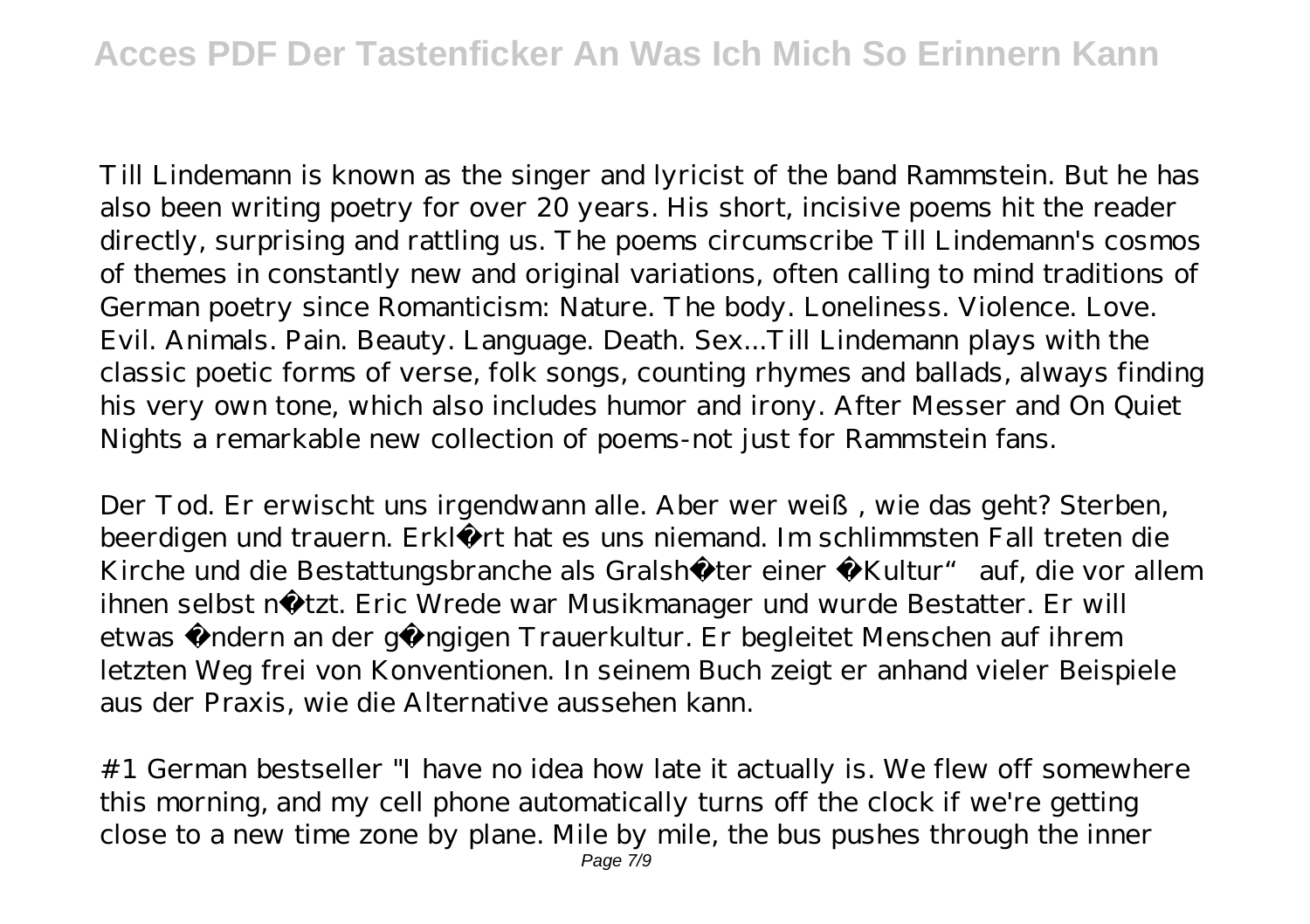Till Lindemann is known as the singer and lyricist of the band Rammstein. But he has also been writing poetry for over 20 years. His short, incisive poems hit the reader directly, surprising and rattling us. The poems circumscribe Till Lindemann's cosmos of themes in constantly new and original variations, often calling to mind traditions of German poetry since Romanticism: Nature. The body. Loneliness. Violence. Love. Evil. Animals. Pain. Beauty. Language. Death. Sex...Till Lindemann plays with the classic poetic forms of verse, folk songs, counting rhymes and ballads, always finding his very own tone, which also includes humor and irony. After Messer and On Quiet Nights a remarkable new collection of poems-not just for Rammstein fans.

Der Tod. Er erwischt uns irgendwann alle. Aber wer weiß, wie das geht? Sterben, beerdigen und trauern. Erklärt hat es uns niemand. Im schlimmsten Fall treten die Kirche und die Bestattungsbranche als Gralshüter einer „Kultur" auf, die vor allem ihnen selbst nützt. Eric Wrede war Musikmanager und wurde Bestatter. Er will etwas ändern an der gängigen Trauerkultur. Er begleitet Menschen auf ihrem letzten Weg frei von Konventionen. In seinem Buch zeigt er anhand vieler Beispiele aus der Praxis, wie die Alternative aussehen kann.

#1 German bestseller "I have no idea how late it actually is. We flew off somewhere this morning, and my cell phone automatically turns off the clock if we're getting close to a new time zone by plane. Mile by mile, the bus pushes through the inner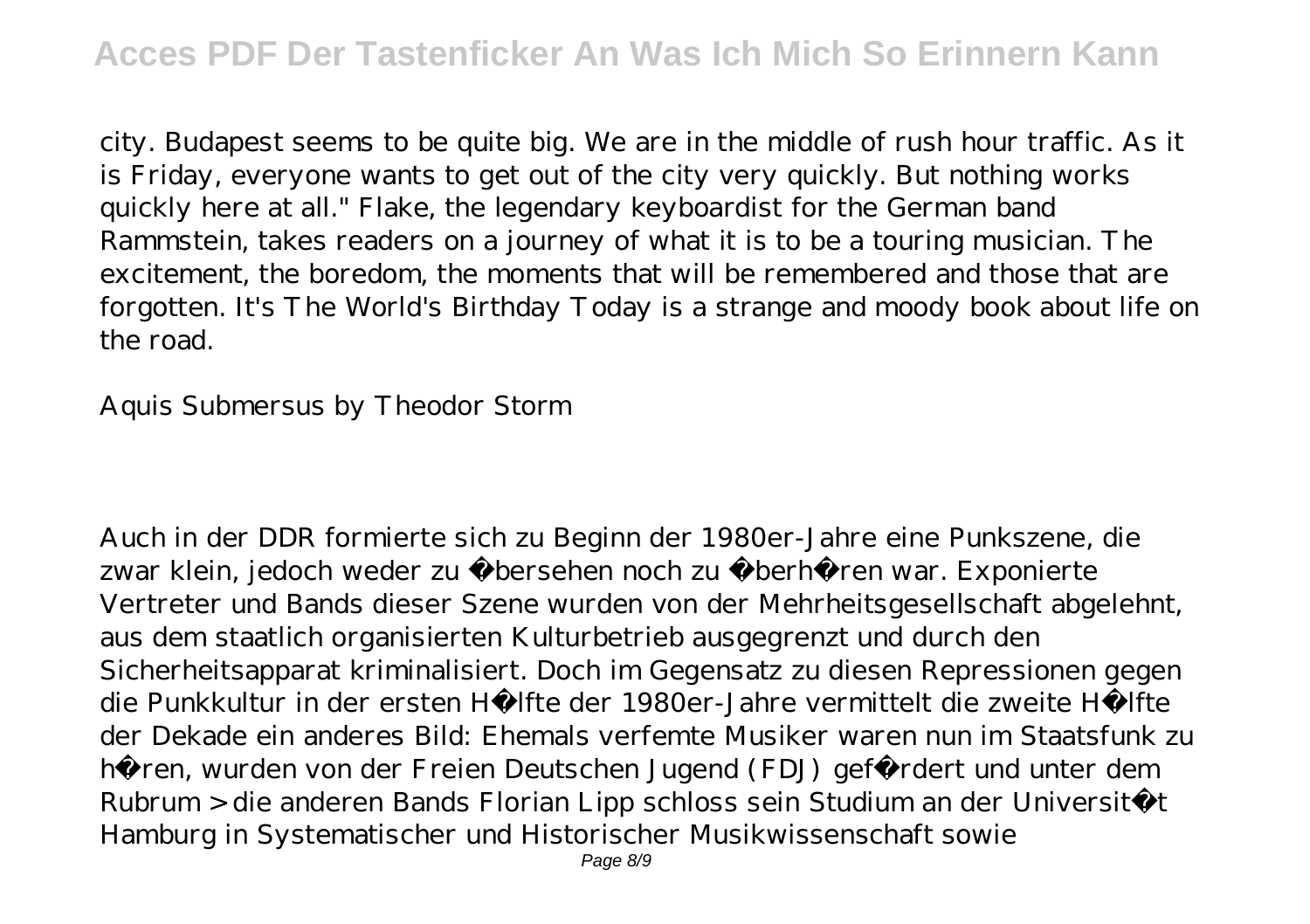city. Budapest seems to be quite big. We are in the middle of rush hour traffic. As it is Friday, everyone wants to get out of the city very quickly. But nothing works quickly here at all." Flake, the legendary keyboardist for the German band Rammstein, takes readers on a journey of what it is to be a touring musician. The excitement, the boredom, the moments that will be remembered and those that are forgotten. It's The World's Birthday Today is a strange and moody book about life on the road.

Aquis Submersus by Theodor Storm

Auch in der DDR formierte sich zu Beginn der 1980er-Jahre eine Punkszene, die zwar klein, jedoch weder zu übersehen noch zu überhören war. Exponierte Vertreter und Bands dieser Szene wurden von der Mehrheitsgesellschaft abgelehnt, aus dem staatlich organisierten Kulturbetrieb ausgegrenzt und durch den Sicherheitsapparat kriminalisiert. Doch im Gegensatz zu diesen Repressionen gegen die Punkkultur in der ersten Hälfte der 1980er-Jahre vermittelt die zweite Hälfte der Dekade ein anderes Bild: Ehemals verfemte Musiker waren nun im Staatsfunk zu hören, wurden von der Freien Deutschen Jugend (FDJ) gefördert und unter dem Rubrum >die anderen Bands Florian Lipp schloss sein Studium an der Universität Hamburg in Systematischer und Historischer Musikwissenschaft sowie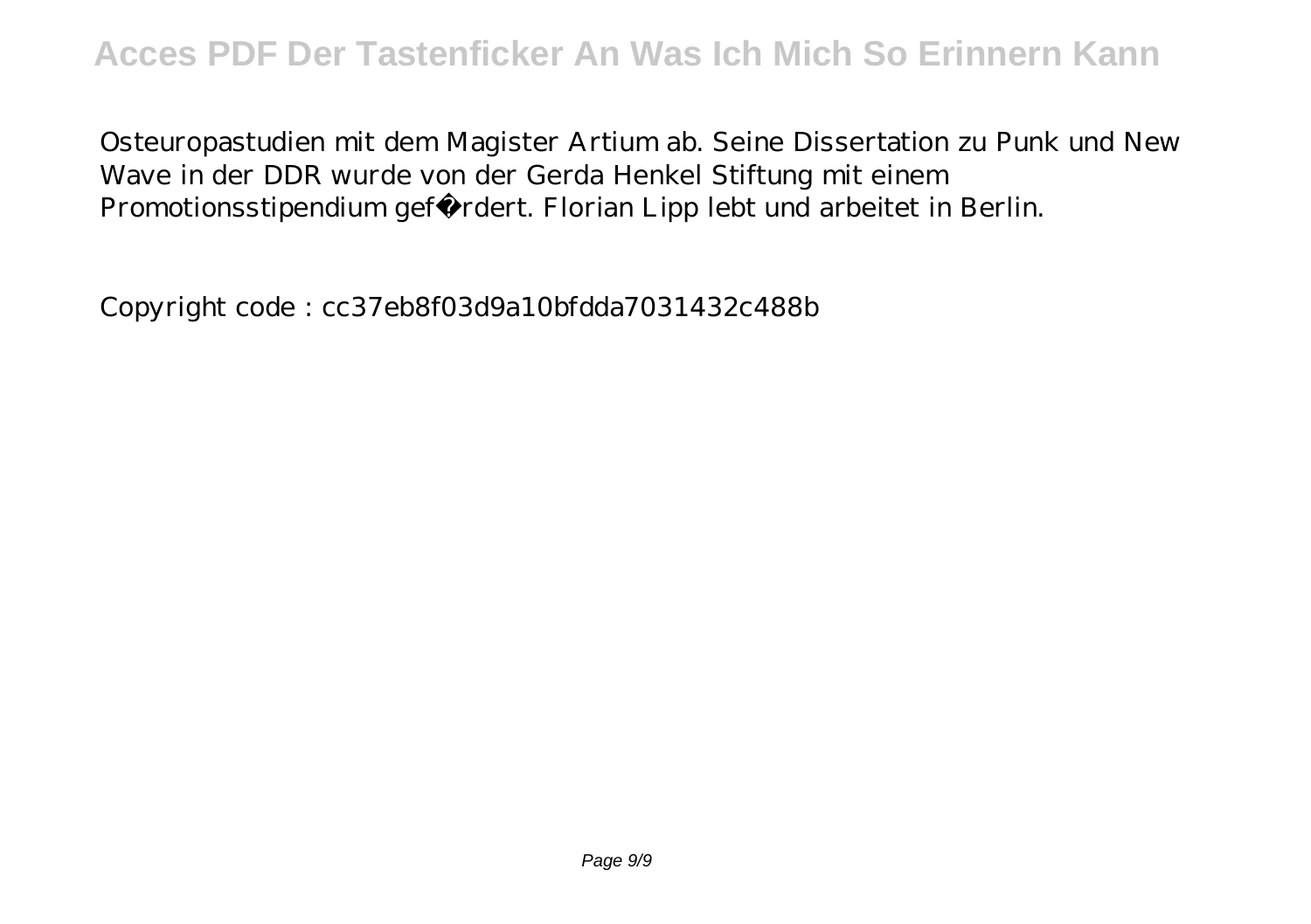Osteuropastudien mit dem Magister Artium ab. Seine Dissertation zu Punk und New Wave in der DDR wurde von der Gerda Henkel Stiftung mit einem Promotionsstipendium gefördert. Florian Lipp lebt und arbeitet in Berlin.

Copyright code : cc37eb8f03d9a10bfdda7031432c488b